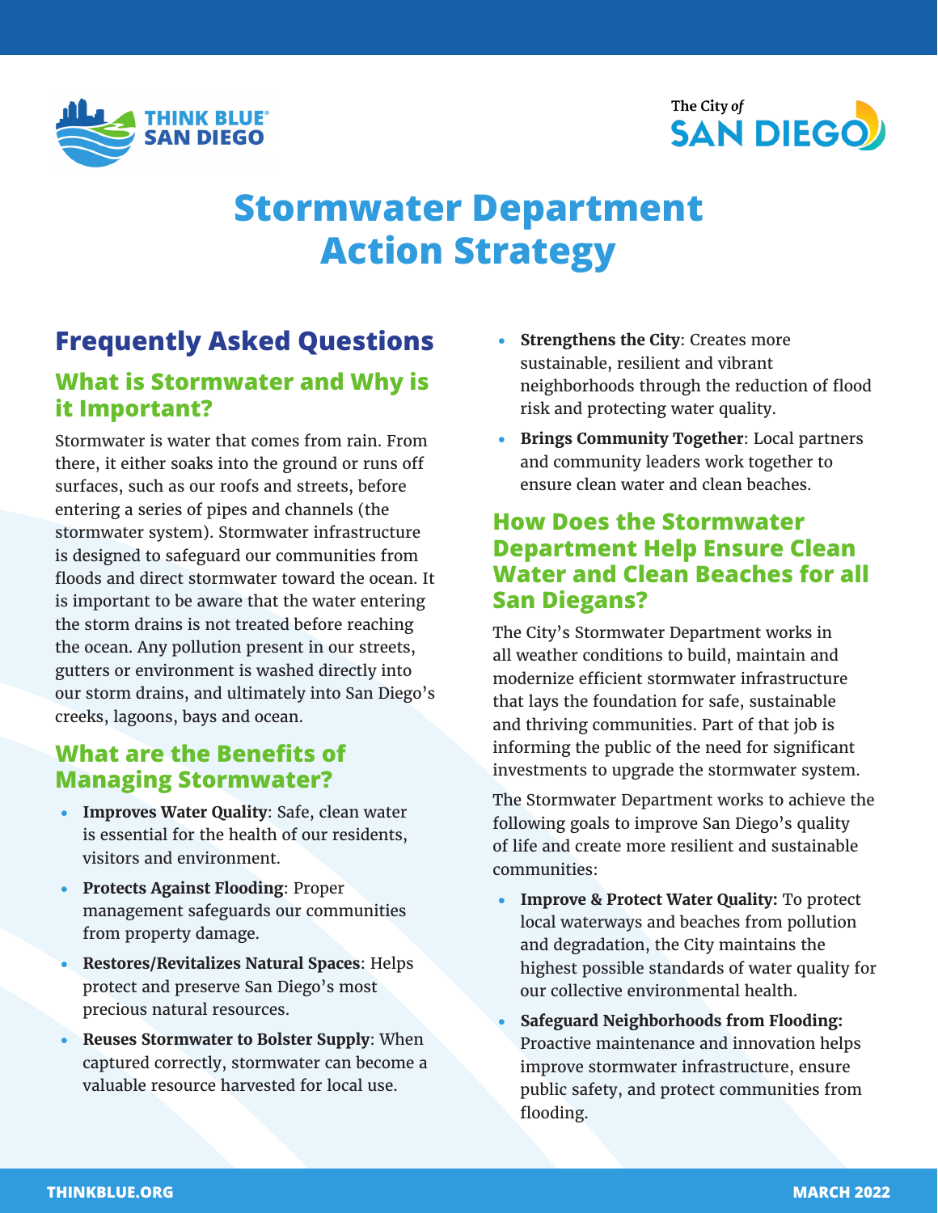THINK BLUE® SAN DIEGO

The City of SAN DIEGO

# Stormwater Department Action Strategy

## Frequently Asked Questions

### What is Stormwater and Why is it Important?

Stormwater is water that comes from rain. From there, it either soaks into the ground or runs off surfaces, such as our roofs and streets, before entering a series of pipes and channels (the stormwater system). Stormwater infrastructure is designed to safeguard our communities from floods and direct stormwater toward the ocean. It is important to be aware that the water entering the storm drains is not treated before reaching the ocean. Any pollution present in our streets, gutters or environment is washed directly into our storm drains, and ultimately into San Diego's creeks, lagoons, bays and ocean.

### What are the Benefits of Managing Stormwater?

- **Improves Water Quality**: Safe, clean water is essential for the health of our residents, visitors and environment.
- **Protects Against Flooding**: Proper management safeguards our communities from property damage.
- **Restores/Revitalizes Natural Spaces**: Helps protect and preserve San Diego's most precious natural resources.
- **Reuses Stormwater to Bolster Supply**: When captured correctly, stormwater can become a valuable resource harvested for local use.
- **Strengthens the City**: Creates more sustainable, resilient and vibrant neighborhoods through the reduction of flood risk and protecting water quality.
- **Brings Community Together**: Local partners and community leaders work together to ensure clean water and clean beaches.

### How Does the Stormwater Department Help Ensure Clean Water and Clean Beaches for all San Diegans?

The City's Stormwater Department works in all weather conditions to build, maintain and modernize efficient stormwater infrastructure that lays the foundation for safe, sustainable and thriving communities. Part of that job is informing the public of the need for significant investments to upgrade the stormwater system.

The Stormwater Department works to achieve the following goals to improve San Diego's quality of life and create more resilient and sustainable communities:

- **Improve & Protect Water Quality:** To protect local waterways and beaches from pollution and degradation, the City maintains the highest possible standards of water quality for our collective environmental health.
- **Safeguard Neighborhoods from Flooding:** Proactive maintenance and innovation helps improve stormwater infrastructure, ensure public safety, and protect communities from flooding.

THINKBLUE.ORG

MARCH 2022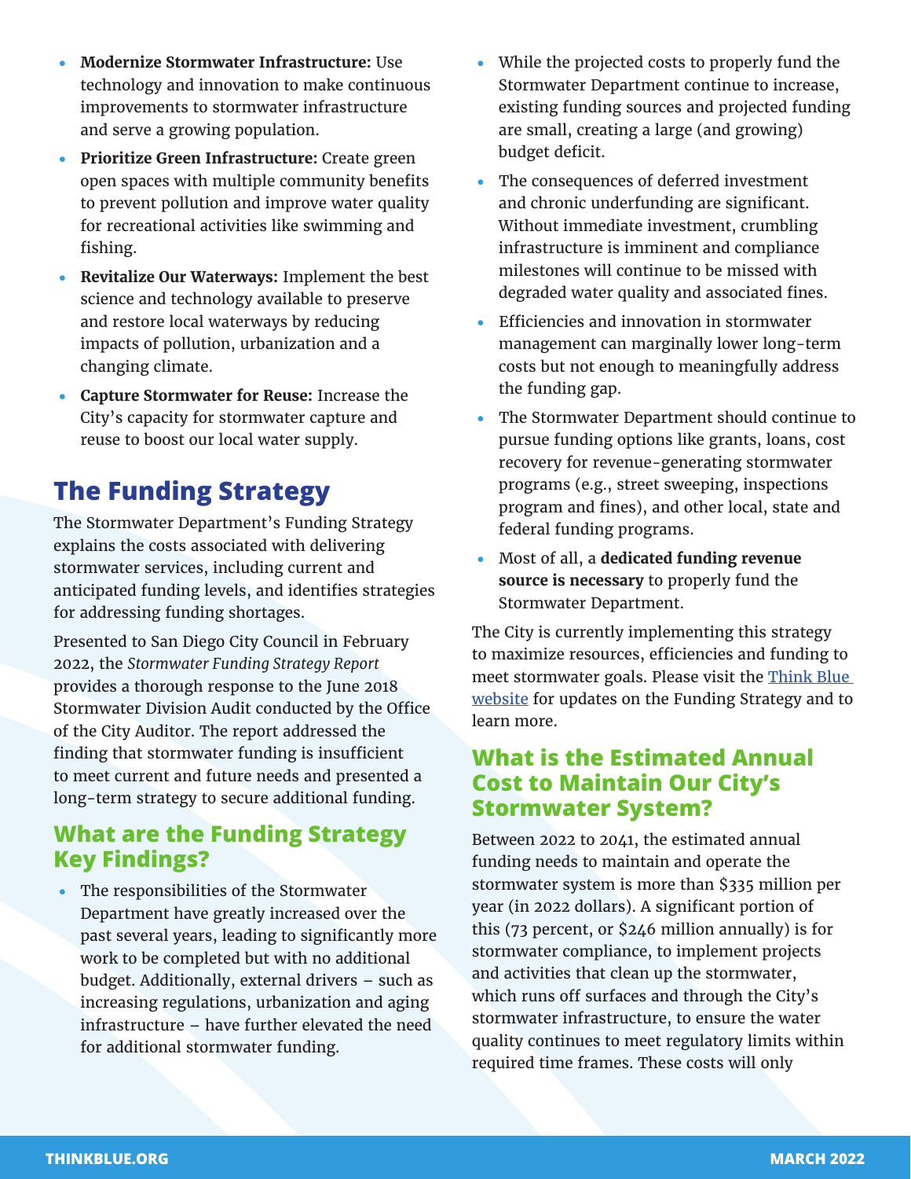- **Modernize Stormwater Infrastructure:** Use technology and innovation to make continuous improvements to stormwater infrastructure and serve a growing population.
- **Prioritize Green Infrastructure:** Create green open spaces with multiple community benefits to prevent pollution and improve water quality for recreational activities like swimming and fishing.
- **Revitalize Our Waterways:** Implement the best science and technology available to preserve and restore local waterways by reducing impacts of pollution, urbanization and a changing climate.
- **Capture Stormwater for Reuse:** Increase the City's capacity for stormwater capture and reuse to boost our local water supply.

## The Funding Strategy

The Stormwater Department's Funding Strategy explains the costs associated with delivering stormwater services, including current and anticipated funding levels, and identifies strategies for addressing funding shortages.

Presented to San Diego City Council in February 2022, the *Stormwater Funding Strategy Report* provides a thorough response to the June 2018 Stormwater Division Audit conducted by the Office of the City Auditor. The report addressed the finding that stormwater funding is insufficient to meet current and future needs and presented a long-term strategy to secure additional funding.

### What are the Funding Strategy Key Findings?

- The responsibilities of the Stormwater Department have greatly increased over the past several years, leading to significantly more work to be completed but with no additional budget. Additionally, external drivers – such as increasing regulations, urbanization and aging infrastructure – have further elevated the need for additional stormwater funding.
- While the projected costs to properly fund the Stormwater Department continue to increase, existing funding sources and projected funding are small, creating a large (and growing) budget deficit.
- The consequences of deferred investment and chronic underfunding are significant. Without immediate investment, crumbling infrastructure is imminent and compliance milestones will continue to be missed with degraded water quality and associated fines.
- Efficiencies and innovation in stormwater management can marginally lower long-term costs but not enough to meaningfully address the funding gap.
- The Stormwater Department should continue to pursue funding options like grants, loans, cost recovery for revenue-generating stormwater programs (e.g., street sweeping, inspections program and fines), and other local, state and federal funding programs.
- Most of all, a **dedicated funding revenue source is necessary** to properly fund the Stormwater Department.

The City is currently implementing this strategy to maximize resources, efficiencies and funding to meet stormwater goals. Please visit the Think Blue website for updates on the Funding Strategy and to learn more.

### What is the Estimated Annual Cost to Maintain Our City's Stormwater System?

Between 2022 to 2041, the estimated annual funding needs to maintain and operate the stormwater system is more than $335 million per year (in 2022 dollars). A significant portion of this (73 percent, or $246 million annually) is for stormwater compliance, to implement projects and activities that clean up the stormwater, which runs off surfaces and through the City's stormwater infrastructure, to ensure the water quality continues to meet regulatory limits within required time frames. These costs will only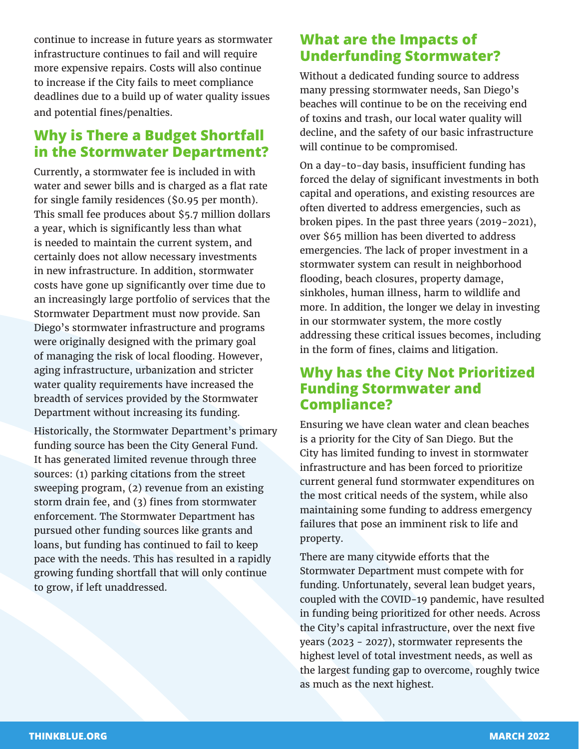continue to increase in future years as stormwater infrastructure continues to fail and will require more expensive repairs. Costs will also continue to increase if the City fails to meet compliance deadlines due to a build up of water quality issues and potential fines/penalties.

## Why is There a Budget Shortfall in the Stormwater Department?

Currently, a stormwater fee is included in with water and sewer bills and is charged as a flat rate for single family residences ($0.95 per month). This small fee produces about $5.7 million dollars a year, which is significantly less than what is needed to maintain the current system, and certainly does not allow necessary investments in new infrastructure. In addition, stormwater costs have gone up significantly over time due to an increasingly large portfolio of services that the Stormwater Department must now provide. San Diego's stormwater infrastructure and programs were originally designed with the primary goal of managing the risk of local flooding. However, aging infrastructure, urbanization and stricter water quality requirements have increased the breadth of services provided by the Stormwater Department without increasing its funding.

Historically, the Stormwater Department's primary funding source has been the City General Fund. It has generated limited revenue through three sources: (1) parking citations from the street sweeping program, (2) revenue from an existing storm drain fee, and (3) fines from stormwater enforcement. The Stormwater Department has pursued other funding sources like grants and loans, but funding has continued to fail to keep pace with the needs. This has resulted in a rapidly growing funding shortfall that will only continue to grow, if left unaddressed.

## What are the Impacts of Underfunding Stormwater?

Without a dedicated funding source to address many pressing stormwater needs, San Diego's beaches will continue to be on the receiving end of toxins and trash, our local water quality will decline, and the safety of our basic infrastructure will continue to be compromised.

On a day-to-day basis, insufficient funding has forced the delay of significant investments in both capital and operations, and existing resources are often diverted to address emergencies, such as broken pipes. In the past three years (2019-2021), over $65 million has been diverted to address emergencies. The lack of proper investment in a stormwater system can result in neighborhood flooding, beach closures, property damage, sinkholes, human illness, harm to wildlife and more. In addition, the longer we delay in investing in our stormwater system, the more costly addressing these critical issues becomes, including in the form of fines, claims and litigation.

## Why has the City Not Prioritized Funding Stormwater and Compliance?

Ensuring we have clean water and clean beaches is a priority for the City of San Diego. But the City has limited funding to invest in stormwater infrastructure and has been forced to prioritize current general fund stormwater expenditures on the most critical needs of the system, while also maintaining some funding to address emergency failures that pose an imminent risk to life and property.

There are many citywide efforts that the Stormwater Department must compete with for funding. Unfortunately, several lean budget years, coupled with the COVID-19 pandemic, have resulted in funding being prioritized for other needs. Across the City's capital infrastructure, over the next five years (2023 - 2027), stormwater represents the highest level of total investment needs, as well as the largest funding gap to overcome, roughly twice as much as the next highest.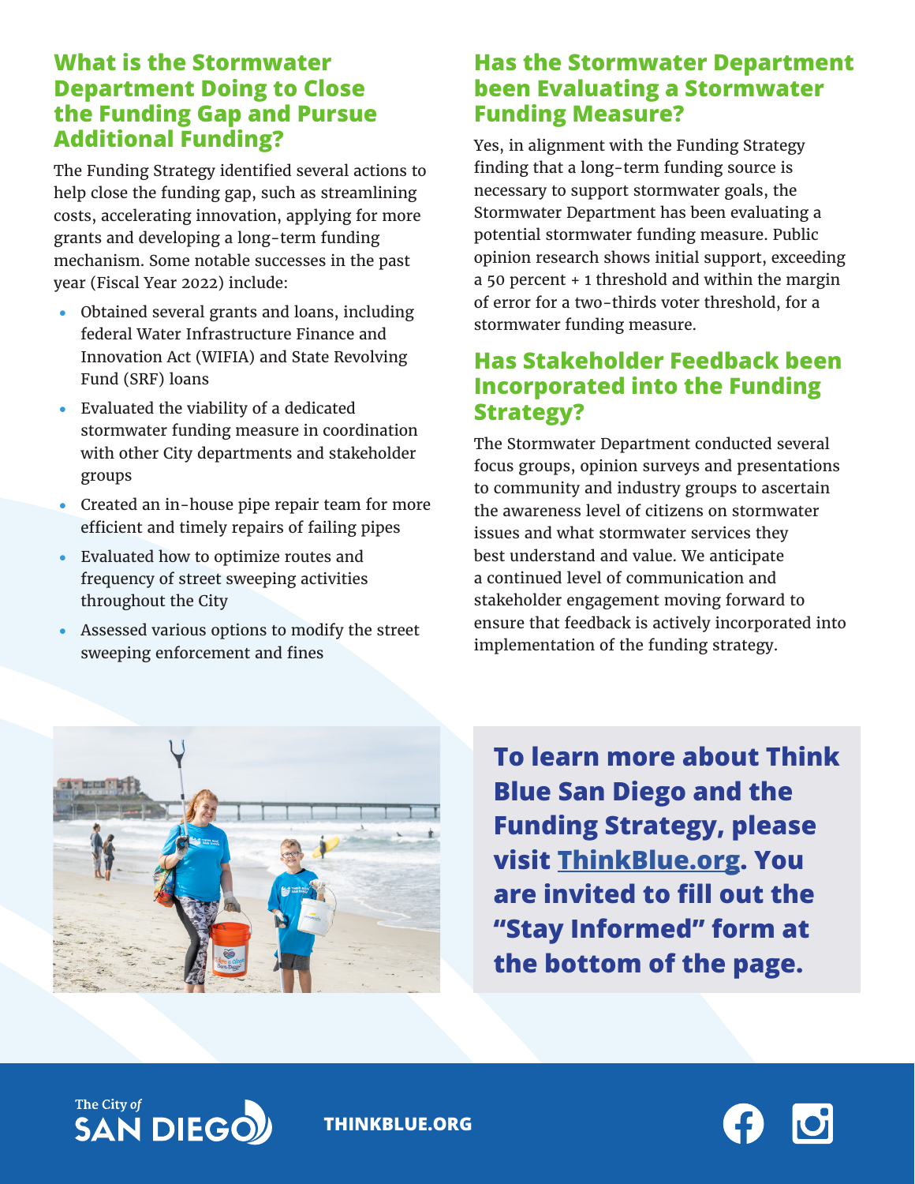## What is the Stormwater Department Doing to Close the Funding Gap and Pursue Additional Funding?

The Funding Strategy identified several actions to help close the funding gap, such as streamlining costs, accelerating innovation, applying for more grants and developing a long-term funding mechanism. Some notable successes in the past year (Fiscal Year 2022) include:

- Obtained several grants and loans, including federal Water Infrastructure Finance and Innovation Act (WIFIA) and State Revolving Fund (SRF) loans
- Evaluated the viability of a dedicated stormwater funding measure in coordination with other City departments and stakeholder groups
- Created an in-house pipe repair team for more efficient and timely repairs of failing pipes
- Evaluated how to optimize routes and frequency of street sweeping activities throughout the City
- Assessed various options to modify the street sweeping enforcement and fines

## Has the Stormwater Department been Evaluating a Stormwater Funding Measure?

Yes, in alignment with the Funding Strategy finding that a long-term funding source is necessary to support stormwater goals, the Stormwater Department has been evaluating a potential stormwater funding measure. Public opinion research shows initial support, exceeding a 50 percent + 1 threshold and within the margin of error for a two-thirds voter threshold, for a stormwater funding measure.

## Has Stakeholder Feedback been Incorporated into the Funding Strategy?

The Stormwater Department conducted several focus groups, opinion surveys and presentations to community and industry groups to ascertain the awareness level of citizens on stormwater issues and what stormwater services they best understand and value. We anticipate a continued level of communication and stakeholder engagement moving forward to ensure that feedback is actively incorporated into implementation of the funding strategy.

**To learn more about Think Blue San Diego and the Funding Strategy, please visit [ThinkBlue.org](https://ThinkBlue.org). You are invited to fill out the "Stay Informed" form at the bottom of the page.**

The City of SAN DIEGO

THINKBLUE.ORG